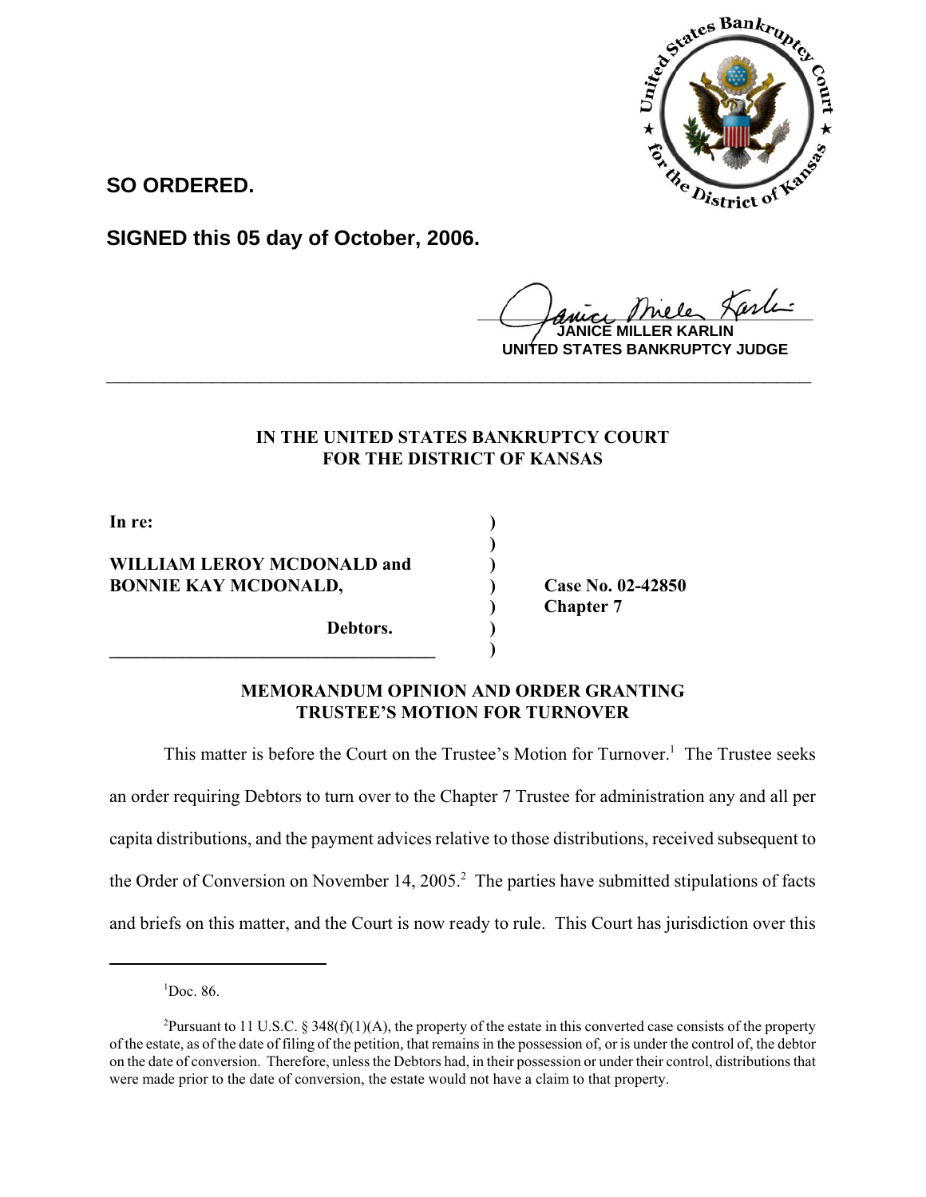**SO ORDERED.**

**SIGNED this 05 day of October, 2006.**

**JANICE MILLER KARLIN**
**UNITED STATES BANKRUPTCY JUDGE**

---

**IN THE UNITED STATES BANKRUPTCY COURT
FOR THE DISTRICT OF KANSAS**

| | | |
|---|---|---|
| **In re:** | ) | |
| | ) | |
| **WILLIAM LEROY MCDONALD and** | ) | |
| **BONNIE KAY MCDONALD,** | ) | **Case No. 02-42850** |
| | ) | **Chapter 7** |
| **Debtors.** | ) | |
| | ) | |

**MEMORANDUM OPINION AND ORDER GRANTING
TRUSTEE'S MOTION FOR TURNOVER**

This matter is before the Court on the Trustee's Motion for Turnover.[1] The Trustee seeks an order requiring Debtors to turn over to the Chapter 7 Trustee for administration any and all per capita distributions, and the payment advices relative to those distributions, received subsequent to the Order of Conversion on November 14, 2005.[2] The parties have submitted stipulations of facts and briefs on this matter, and the Court is now ready to rule. This Court has jurisdiction over this

---

[1]Doc. 86.

[2]Pursuant to 11 U.S.C. § 348(f)(1)(A), the property of the estate in this converted case consists of the property of the estate, as of the date of filing of the petition, that remains in the possession of, or is under the control of, the debtor on the date of conversion. Therefore, unless the Debtors had, in their possession or under their control, distributions that were made prior to the date of conversion, the estate would not have a claim to that property.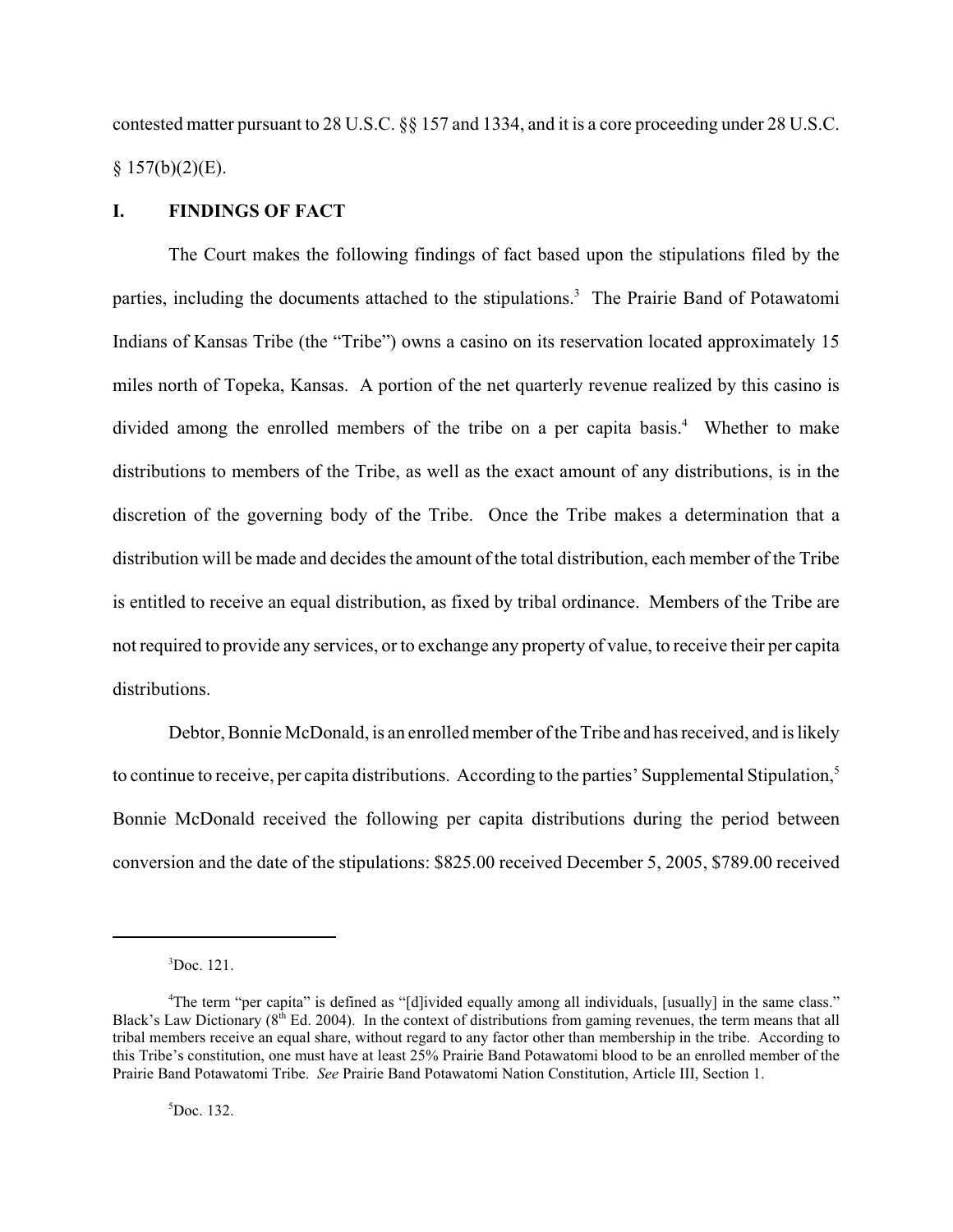contested matter pursuant to 28 U.S.C. §§ 157 and 1334, and it is a core proceeding under 28 U.S.C. § 157(b)(2)(E).

## I. FINDINGS OF FACT

The Court makes the following findings of fact based upon the stipulations filed by the parties, including the documents attached to the stipulations.[3] The Prairie Band of Potawatomi Indians of Kansas Tribe (the "Tribe") owns a casino on its reservation located approximately 15 miles north of Topeka, Kansas. A portion of the net quarterly revenue realized by this casino is divided among the enrolled members of the tribe on a per capita basis.[4] Whether to make distributions to members of the Tribe, as well as the exact amount of any distributions, is in the discretion of the governing body of the Tribe. Once the Tribe makes a determination that a distribution will be made and decides the amount of the total distribution, each member of the Tribe is entitled to receive an equal distribution, as fixed by tribal ordinance. Members of the Tribe are not required to provide any services, or to exchange any property of value, to receive their per capita distributions.

Debtor, Bonnie McDonald, is an enrolled member of the Tribe and has received, and is likely to continue to receive, per capita distributions. According to the parties' Supplemental Stipulation,[5] Bonnie McDonald received the following per capita distributions during the period between conversion and the date of the stipulations: $825.00 received December 5, 2005, $789.00 received

---

[3] Doc. 121.

[4] The term "per capita" is defined as "[d]ivided equally among all individuals, [usually] in the same class." Black's Law Dictionary (8th Ed. 2004). In the context of distributions from gaming revenues, the term means that all tribal members receive an equal share, without regard to any factor other than membership in the tribe. According to this Tribe's constitution, one must have at least 25% Prairie Band Potawatomi blood to be an enrolled member of the Prairie Band Potawatomi Tribe. *See* Prairie Band Potawatomi Nation Constitution, Article III, Section 1.

[5] Doc. 132.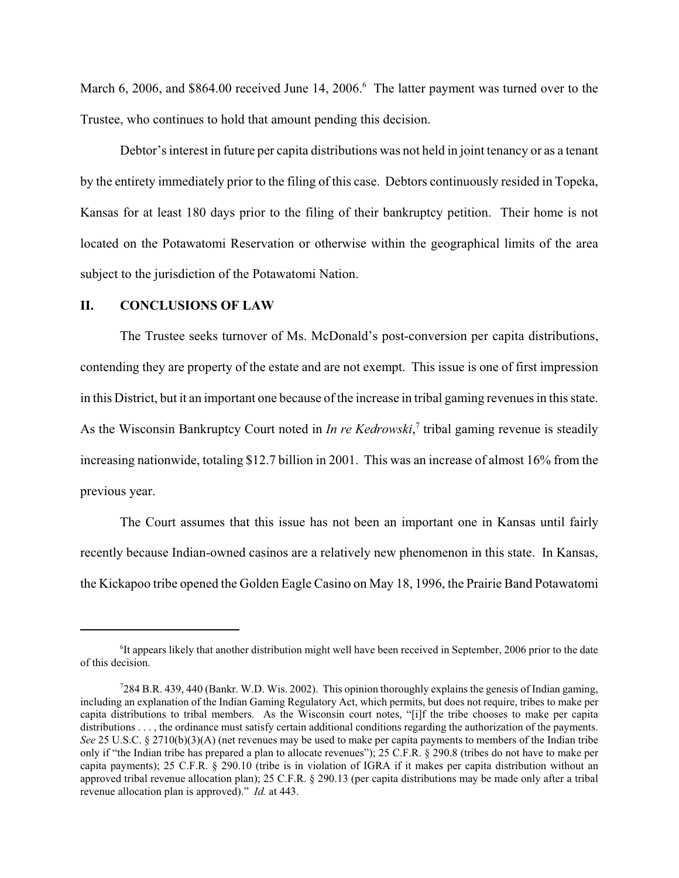March 6, 2006, and $864.00 received June 14, 2006.[6] The latter payment was turned over to the Trustee, who continues to hold that amount pending this decision.

Debtor's interest in future per capita distributions was not held in joint tenancy or as a tenant by the entirety immediately prior to the filing of this case. Debtors continuously resided in Topeka, Kansas for at least 180 days prior to the filing of their bankruptcy petition. Their home is not located on the Potawatomi Reservation or otherwise within the geographical limits of the area subject to the jurisdiction of the Potawatomi Nation.

## II. CONCLUSIONS OF LAW

The Trustee seeks turnover of Ms. McDonald's post-conversion per capita distributions, contending they are property of the estate and are not exempt. This issue is one of first impression in this District, but it an important one because of the increase in tribal gaming revenues in this state. As the Wisconsin Bankruptcy Court noted in *In re Kedrowski*,[7] tribal gaming revenue is steadily increasing nationwide, totaling $12.7 billion in 2001. This was an increase of almost 16% from the previous year.

The Court assumes that this issue has not been an important one in Kansas until fairly recently because Indian-owned casinos are a relatively new phenomenon in this state. In Kansas, the Kickapoo tribe opened the Golden Eagle Casino on May 18, 1996, the Prairie Band Potawatomi

---

[6] It appears likely that another distribution might well have been received in September, 2006 prior to the date of this decision.

[7] 284 B.R. 439, 440 (Bankr. W.D. Wis. 2002). This opinion thoroughly explains the genesis of Indian gaming, including an explanation of the Indian Gaming Regulatory Act, which permits, but does not require, tribes to make per capita distributions to tribal members. As the Wisconsin court notes, "[i]f the tribe chooses to make per capita distributions . . . , the ordinance must satisfy certain additional conditions regarding the authorization of the payments. *See* 25 U.S.C. § 2710(b)(3)(A) (net revenues may be used to make per capita payments to members of the Indian tribe only if "the Indian tribe has prepared a plan to allocate revenues"); 25 C.F.R. § 290.8 (tribes do not have to make per capita payments); 25 C.F.R. § 290.10 (tribe is in violation of IGRA if it makes per capita distribution without an approved tribal revenue allocation plan); 25 C.F.R. § 290.13 (per capita distributions may be made only after a tribal revenue allocation plan is approved)." *Id.* at 443.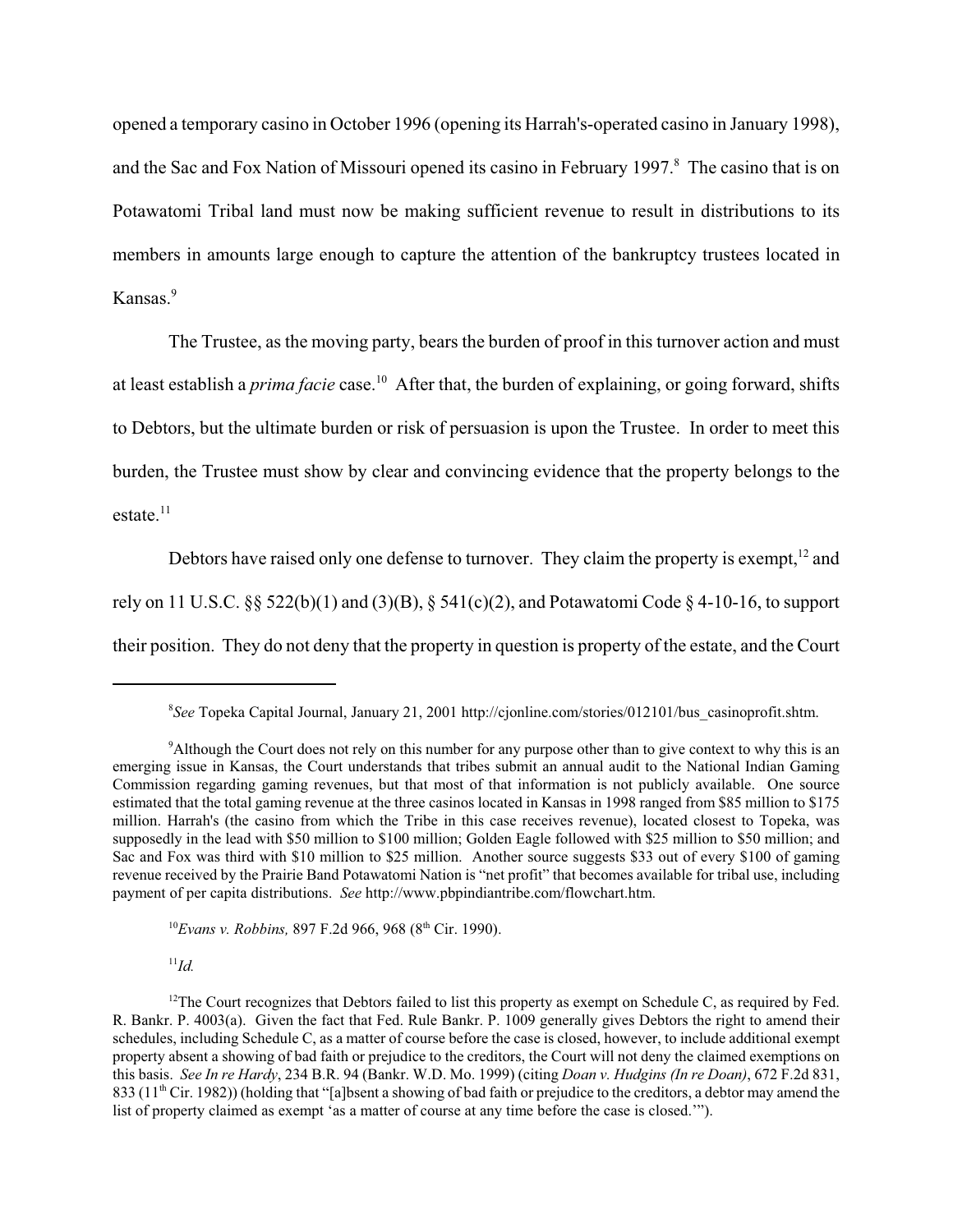opened a temporary casino in October 1996 (opening its Harrah's-operated casino in January 1998), and the Sac and Fox Nation of Missouri opened its casino in February 1997.[8] The casino that is on Potawatomi Tribal land must now be making sufficient revenue to result in distributions to its members in amounts large enough to capture the attention of the bankruptcy trustees located in Kansas.[9]

The Trustee, as the moving party, bears the burden of proof in this turnover action and must at least establish a *prima facie* case.[10] After that, the burden of explaining, or going forward, shifts to Debtors, but the ultimate burden or risk of persuasion is upon the Trustee. In order to meet this burden, the Trustee must show by clear and convincing evidence that the property belongs to the estate.[11]

Debtors have raised only one defense to turnover. They claim the property is exempt,[12] and rely on 11 U.S.C. §§ 522(b)(1) and (3)(B), § 541(c)(2), and Potawatomi Code § 4-10-16, to support their position. They do not deny that the property in question is property of the estate, and the Court

---

[8] *See* Topeka Capital Journal, January 21, 2001 http://cjonline.com/stories/012101/bus_casinoprofit.shtm.

[9] Although the Court does not rely on this number for any purpose other than to give context to why this is an emerging issue in Kansas, the Court understands that tribes submit an annual audit to the National Indian Gaming Commission regarding gaming revenues, but that most of that information is not publicly available. One source estimated that the total gaming revenue at the three casinos located in Kansas in 1998 ranged from $85 million to $175 million. Harrah's (the casino from which the Tribe in this case receives revenue), located closest to Topeka, was supposedly in the lead with $50 million to $100 million; Golden Eagle followed with $25 million to $50 million; and Sac and Fox was third with $10 million to $25 million. Another source suggests $33 out of every $100 of gaming revenue received by the Prairie Band Potawatomi Nation is "net profit" that becomes available for tribal use, including payment of per capita distributions. *See* http://www.pbpindiantribe.com/flowchart.htm.

[10] *Evans v. Robbins,* 897 F.2d 966, 968 (8th Cir. 1990).

[11] *Id.*

[12] The Court recognizes that Debtors failed to list this property as exempt on Schedule C, as required by Fed. R. Bankr. P. 4003(a). Given the fact that Fed. Rule Bankr. P. 1009 generally gives Debtors the right to amend their schedules, including Schedule C, as a matter of course before the case is closed, however, to include additional exempt property absent a showing of bad faith or prejudice to the creditors, the Court will not deny the claimed exemptions on this basis. *See In re Hardy*, 234 B.R. 94 (Bankr. W.D. Mo. 1999) (citing *Doan v. Hudgins (In re Doan)*, 672 F.2d 831, 833 (11th Cir. 1982)) (holding that "[a]bsent a showing of bad faith or prejudice to the creditors, a debtor may amend the list of property claimed as exempt 'as a matter of course at any time before the case is closed.'").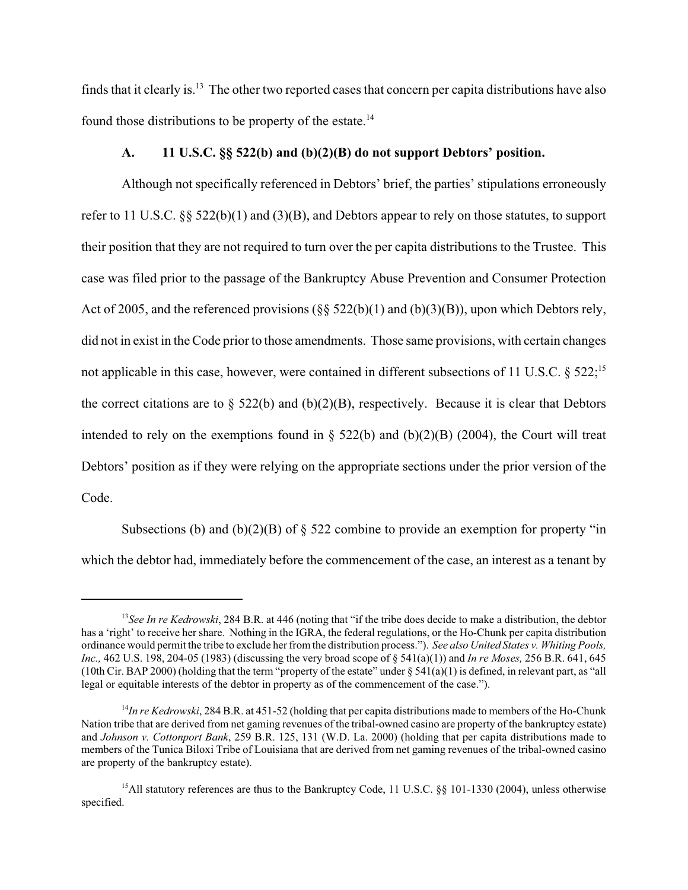finds that it clearly is.[13] The other two reported cases that concern per capita distributions have also found those distributions to be property of the estate.[14]

### A. 11 U.S.C. §§ 522(b) and (b)(2)(B) do not support Debtors' position.

Although not specifically referenced in Debtors' brief, the parties' stipulations erroneously refer to 11 U.S.C. §§ 522(b)(1) and (3)(B), and Debtors appear to rely on those statutes, to support their position that they are not required to turn over the per capita distributions to the Trustee. This case was filed prior to the passage of the Bankruptcy Abuse Prevention and Consumer Protection Act of 2005, and the referenced provisions (§§ 522(b)(1) and (b)(3)(B)), upon which Debtors rely, did not in exist in the Code prior to those amendments. Those same provisions, with certain changes not applicable in this case, however, were contained in different subsections of 11 U.S.C. § 522;[15] the correct citations are to § 522(b) and (b)(2)(B), respectively. Because it is clear that Debtors intended to rely on the exemptions found in § 522(b) and (b)(2)(B) (2004), the Court will treat Debtors' position as if they were relying on the appropriate sections under the prior version of the Code.

Subsections (b) and (b)(2)(B) of § 522 combine to provide an exemption for property "in which the debtor had, immediately before the commencement of the case, an interest as a tenant by

---

[13] *See In re Kedrowski*, 284 B.R. at 446 (noting that "if the tribe does decide to make a distribution, the debtor has a 'right' to receive her share. Nothing in the IGRA, the federal regulations, or the Ho-Chunk per capita distribution ordinance would permit the tribe to exclude her from the distribution process."). *See also United States v. Whiting Pools, Inc.,* 462 U.S. 198, 204-05 (1983) (discussing the very broad scope of § 541(a)(1)) and *In re Moses,* 256 B.R. 641, 645 (10th Cir. BAP 2000) (holding that the term "property of the estate" under § 541(a)(1) is defined, in relevant part, as "all legal or equitable interests of the debtor in property as of the commencement of the case.").

[14] *In re Kedrowski*, 284 B.R. at 451-52 (holding that per capita distributions made to members of the Ho-Chunk Nation tribe that are derived from net gaming revenues of the tribal-owned casino are property of the bankruptcy estate) and *Johnson v. Cottonport Bank*, 259 B.R. 125, 131 (W.D. La. 2000) (holding that per capita distributions made to members of the Tunica Biloxi Tribe of Louisiana that are derived from net gaming revenues of the tribal-owned casino are property of the bankruptcy estate).

[15] All statutory references are thus to the Bankruptcy Code, 11 U.S.C. §§ 101-1330 (2004), unless otherwise specified.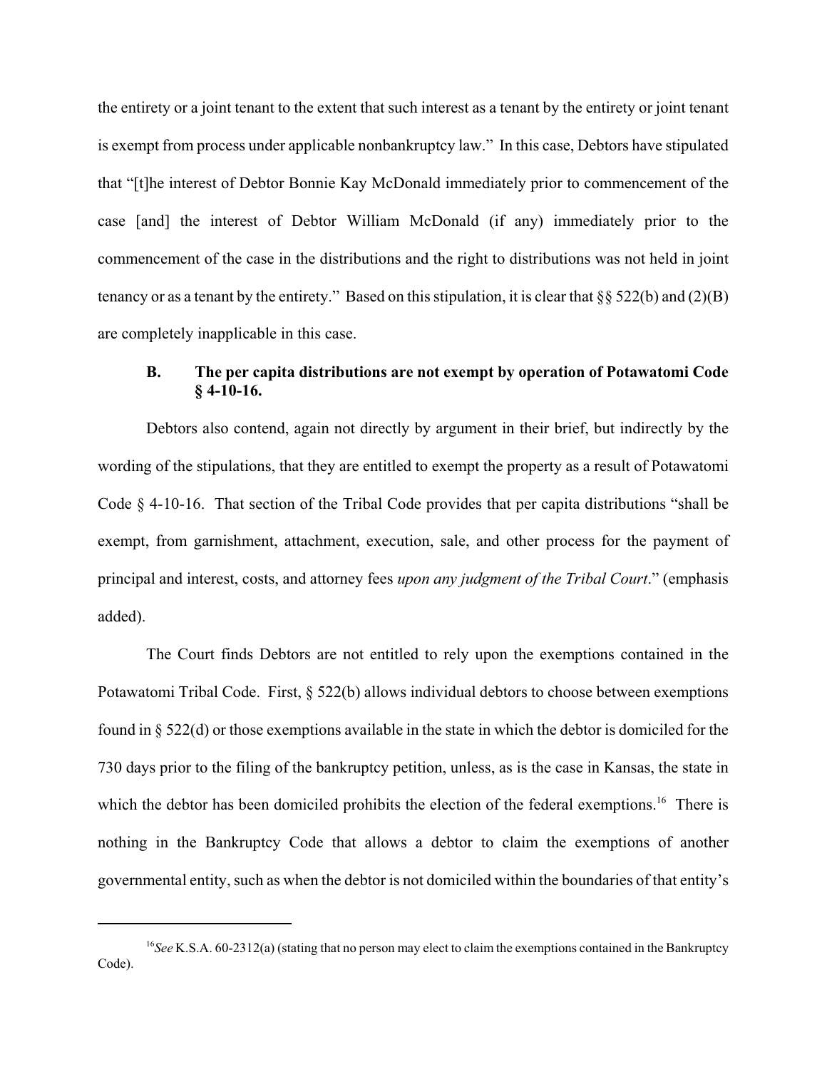the entirety or a joint tenant to the extent that such interest as a tenant by the entirety or joint tenant is exempt from process under applicable nonbankruptcy law." In this case, Debtors have stipulated that "[t]he interest of Debtor Bonnie Kay McDonald immediately prior to commencement of the case [and] the interest of Debtor William McDonald (if any) immediately prior to the commencement of the case in the distributions and the right to distributions was not held in joint tenancy or as a tenant by the entirety." Based on this stipulation, it is clear that §§ 522(b) and (2)(B) are completely inapplicable in this case.

### B. The per capita distributions are not exempt by operation of Potawatomi Code § 4-10-16.

Debtors also contend, again not directly by argument in their brief, but indirectly by the wording of the stipulations, that they are entitled to exempt the property as a result of Potawatomi Code § 4-10-16. That section of the Tribal Code provides that per capita distributions "shall be exempt, from garnishment, attachment, execution, sale, and other process for the payment of principal and interest, costs, and attorney fees *upon any judgment of the Tribal Court*." (emphasis added).

The Court finds Debtors are not entitled to rely upon the exemptions contained in the Potawatomi Tribal Code. First, § 522(b) allows individual debtors to choose between exemptions found in § 522(d) or those exemptions available in the state in which the debtor is domiciled for the 730 days prior to the filing of the bankruptcy petition, unless, as is the case in Kansas, the state in which the debtor has been domiciled prohibits the election of the federal exemptions.[16] There is nothing in the Bankruptcy Code that allows a debtor to claim the exemptions of another governmental entity, such as when the debtor is not domiciled within the boundaries of that entity's

[16] *See* K.S.A. 60-2312(a) (stating that no person may elect to claim the exemptions contained in the Bankruptcy Code).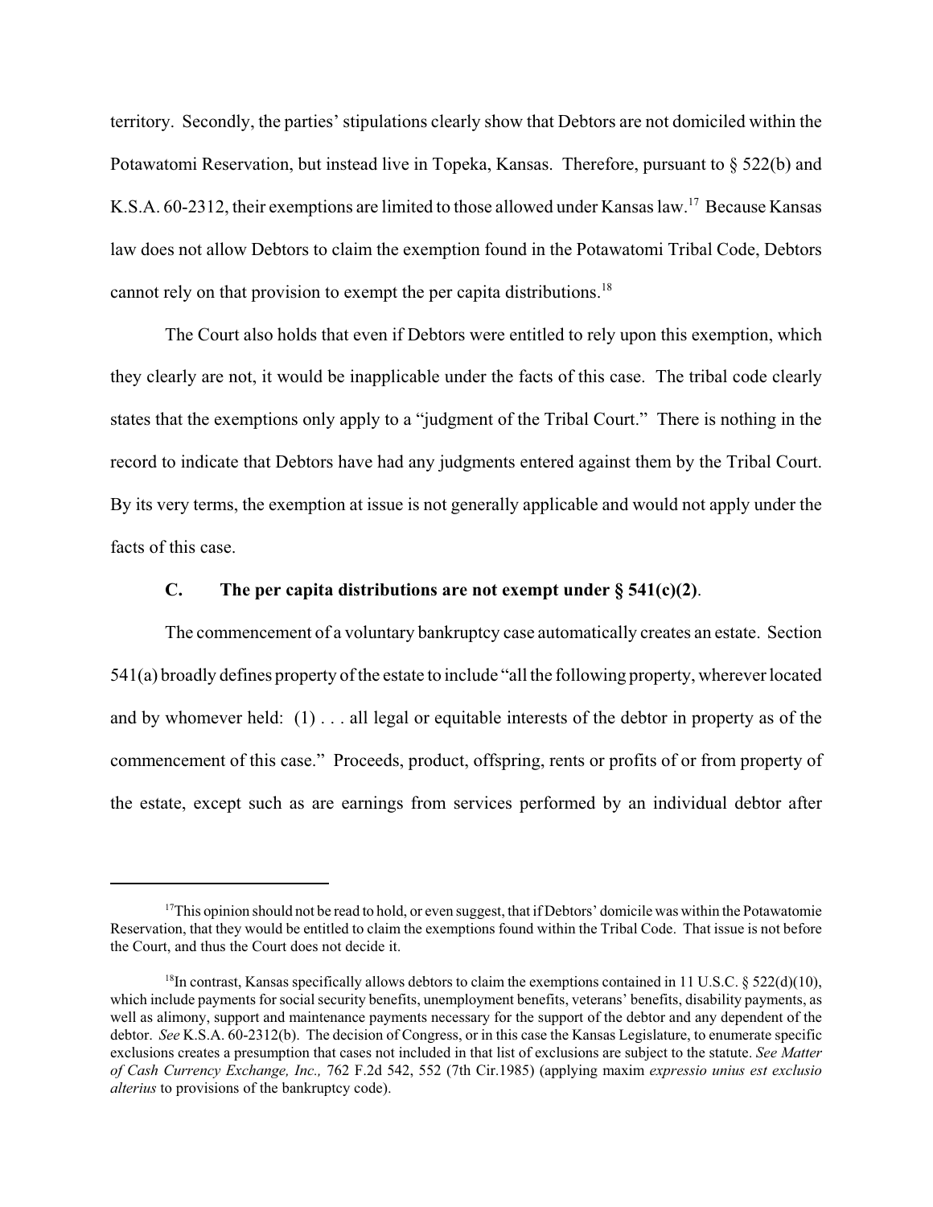territory. Secondly, the parties' stipulations clearly show that Debtors are not domiciled within the Potawatomi Reservation, but instead live in Topeka, Kansas. Therefore, pursuant to § 522(b) and K.S.A. 60-2312, their exemptions are limited to those allowed under Kansas law.[17] Because Kansas law does not allow Debtors to claim the exemption found in the Potawatomi Tribal Code, Debtors cannot rely on that provision to exempt the per capita distributions.[18]

The Court also holds that even if Debtors were entitled to rely upon this exemption, which they clearly are not, it would be inapplicable under the facts of this case. The tribal code clearly states that the exemptions only apply to a "judgment of the Tribal Court." There is nothing in the record to indicate that Debtors have had any judgments entered against them by the Tribal Court. By its very terms, the exemption at issue is not generally applicable and would not apply under the facts of this case.

### C. The per capita distributions are not exempt under § 541(c)(2).

The commencement of a voluntary bankruptcy case automatically creates an estate. Section 541(a) broadly defines property of the estate to include "all the following property, wherever located and by whomever held: (1) . . . all legal or equitable interests of the debtor in property as of the commencement of this case." Proceeds, product, offspring, rents or profits of or from property of the estate, except such as are earnings from services performed by an individual debtor after

---

[17] This opinion should not be read to hold, or even suggest, that if Debtors' domicile was within the Potawatomie Reservation, that they would be entitled to claim the exemptions found within the Tribal Code. That issue is not before the Court, and thus the Court does not decide it.

[18] In contrast, Kansas specifically allows debtors to claim the exemptions contained in 11 U.S.C. § 522(d)(10), which include payments for social security benefits, unemployment benefits, veterans' benefits, disability payments, as well as alimony, support and maintenance payments necessary for the support of the debtor and any dependent of the debtor. *See* K.S.A. 60-2312(b). The decision of Congress, or in this case the Kansas Legislature, to enumerate specific exclusions creates a presumption that cases not included in that list of exclusions are subject to the statute. *See Matter of Cash Currency Exchange, Inc.,* 762 F.2d 542, 552 (7th Cir.1985) (applying maxim *expressio unius est exclusio alterius* to provisions of the bankruptcy code).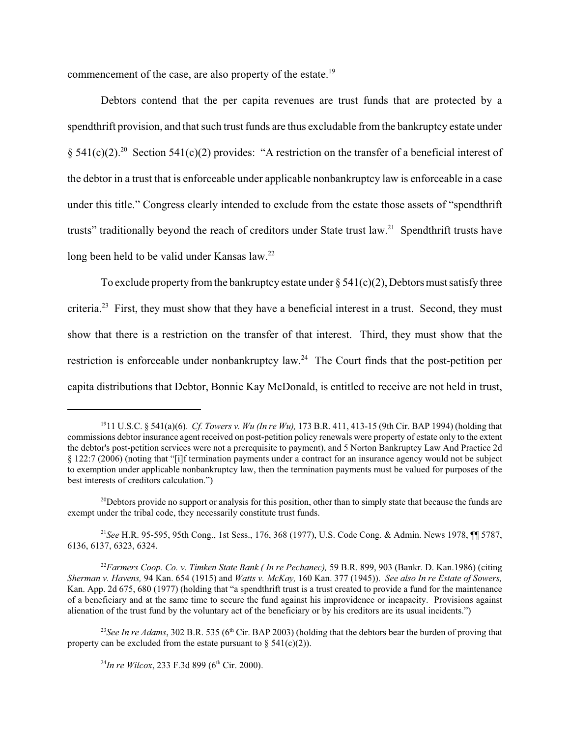commencement of the case, are also property of the estate.[19]

Debtors contend that the per capita revenues are trust funds that are protected by a spendthrift provision, and that such trust funds are thus excludable from the bankruptcy estate under § 541(c)(2).[20] Section 541(c)(2) provides: "A restriction on the transfer of a beneficial interest of the debtor in a trust that is enforceable under applicable nonbankruptcy law is enforceable in a case under this title." Congress clearly intended to exclude from the estate those assets of "spendthrift trusts" traditionally beyond the reach of creditors under State trust law.[21] Spendthrift trusts have long been held to be valid under Kansas law.[22]

To exclude property from the bankruptcy estate under § 541(c)(2), Debtors must satisfy three criteria.[23] First, they must show that they have a beneficial interest in a trust. Second, they must show that there is a restriction on the transfer of that interest. Third, they must show that the restriction is enforceable under nonbankruptcy law.[24] The Court finds that the post-petition per capita distributions that Debtor, Bonnie Kay McDonald, is entitled to receive are not held in trust,

---

[19] 11 U.S.C. § 541(a)(6). *Cf. Towers v. Wu (In re Wu),* 173 B.R. 411, 413-15 (9th Cir. BAP 1994) (holding that commissions debtor insurance agent received on post-petition policy renewals were property of estate only to the extent the debtor's post-petition services were not a prerequisite to payment), and 5 Norton Bankruptcy Law And Practice 2d § 122:7 (2006) (noting that "[i]f termination payments under a contract for an insurance agency would not be subject to exemption under applicable nonbankruptcy law, then the termination payments must be valued for purposes of the best interests of creditors calculation.")

[20] Debtors provide no support or analysis for this position, other than to simply state that because the funds are exempt under the tribal code, they necessarily constitute trust funds.

[21] *See* H.R. 95-595, 95th Cong., 1st Sess., 176, 368 (1977), U.S. Code Cong. & Admin. News 1978, ¶¶ 5787, 6136, 6137, 6323, 6324.

[22] *Farmers Coop. Co. v. Timken State Bank ( In re Pechanec),* 59 B.R. 899, 903 (Bankr. D. Kan.1986) (citing *Sherman v. Havens,* 94 Kan. 654 (1915) and *Watts v. McKay,* 160 Kan. 377 (1945)). *See also In re Estate of Sowers,* Kan. App. 2d 675, 680 (1977) (holding that "a spendthrift trust is a trust created to provide a fund for the maintenance of a beneficiary and at the same time to secure the fund against his improvidence or incapacity. Provisions against alienation of the trust fund by the voluntary act of the beneficiary or by his creditors are its usual incidents.")

[23] *See In re Adams*, 302 B.R. 535 (6th Cir. BAP 2003) (holding that the debtors bear the burden of proving that property can be excluded from the estate pursuant to § 541(c)(2)).

[24] *In re Wilcox*, 233 F.3d 899 (6th Cir. 2000).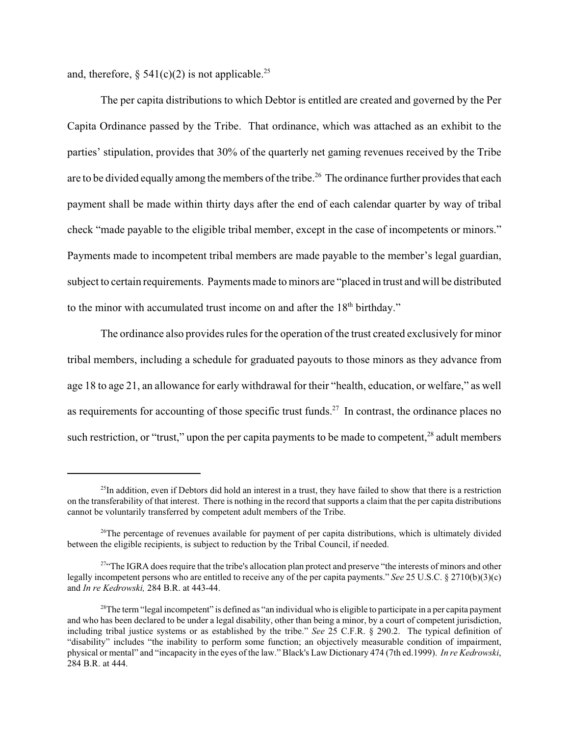and, therefore, § 541(c)(2) is not applicable.[25]

The per capita distributions to which Debtor is entitled are created and governed by the Per Capita Ordinance passed by the Tribe. That ordinance, which was attached as an exhibit to the parties' stipulation, provides that 30% of the quarterly net gaming revenues received by the Tribe are to be divided equally among the members of the tribe.[26] The ordinance further provides that each payment shall be made within thirty days after the end of each calendar quarter by way of tribal check "made payable to the eligible tribal member, except in the case of incompetents or minors." Payments made to incompetent tribal members are made payable to the member's legal guardian, subject to certain requirements. Payments made to minors are "placed in trust and will be distributed to the minor with accumulated trust income on and after the 18th birthday."

The ordinance also provides rules for the operation of the trust created exclusively for minor tribal members, including a schedule for graduated payouts to those minors as they advance from age 18 to age 21, an allowance for early withdrawal for their "health, education, or welfare," as well as requirements for accounting of those specific trust funds.[27] In contrast, the ordinance places no such restriction, or "trust," upon the per capita payments to be made to competent,[28] adult members

---

[25] In addition, even if Debtors did hold an interest in a trust, they have failed to show that there is a restriction on the transferability of that interest. There is nothing in the record that supports a claim that the per capita distributions cannot be voluntarily transferred by competent adult members of the Tribe.

[26] The percentage of revenues available for payment of per capita distributions, which is ultimately divided between the eligible recipients, is subject to reduction by the Tribal Council, if needed.

[27] "The IGRA does require that the tribe's allocation plan protect and preserve "the interests of minors and other legally incompetent persons who are entitled to receive any of the per capita payments." *See* 25 U.S.C. § 2710(b)(3)(c) and *In re Kedrowski,* 284 B.R. at 443-44.

[28] The term "legal incompetent" is defined as "an individual who is eligible to participate in a per capita payment and who has been declared to be under a legal disability, other than being a minor, by a court of competent jurisdiction, including tribal justice systems or as established by the tribe." *See* 25 C.F.R. § 290.2. The typical definition of "disability" includes "the inability to perform some function; an objectively measurable condition of impairment, physical or mental" and "incapacity in the eyes of the law." Black's Law Dictionary 474 (7th ed.1999). *In re Kedrowski*, 284 B.R. at 444.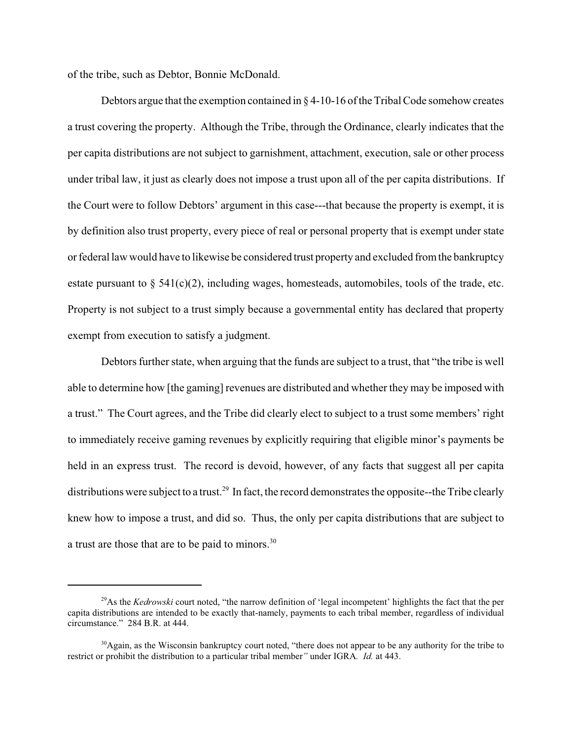of the tribe, such as Debtor, Bonnie McDonald.

Debtors argue that the exemption contained in § 4-10-16 of the Tribal Code somehow creates a trust covering the property. Although the Tribe, through the Ordinance, clearly indicates that the per capita distributions are not subject to garnishment, attachment, execution, sale or other process under tribal law, it just as clearly does not impose a trust upon all of the per capita distributions. If the Court were to follow Debtors' argument in this case---that because the property is exempt, it is by definition also trust property, every piece of real or personal property that is exempt under state or federal law would have to likewise be considered trust property and excluded from the bankruptcy estate pursuant to § 541(c)(2), including wages, homesteads, automobiles, tools of the trade, etc. Property is not subject to a trust simply because a governmental entity has declared that property exempt from execution to satisfy a judgment.

Debtors further state, when arguing that the funds are subject to a trust, that "the tribe is well able to determine how [the gaming] revenues are distributed and whether they may be imposed with a trust." The Court agrees, and the Tribe did clearly elect to subject to a trust some members' right to immediately receive gaming revenues by explicitly requiring that eligible minor's payments be held in an express trust. The record is devoid, however, of any facts that suggest all per capita distributions were subject to a trust.[29] In fact, the record demonstrates the opposite--the Tribe clearly knew how to impose a trust, and did so. Thus, the only per capita distributions that are subject to a trust are those that are to be paid to minors.[30]

---

[29]As the *Kedrowski* court noted, "the narrow definition of 'legal incompetent' highlights the fact that the per capita distributions are intended to be exactly that-namely, payments to each tribal member, regardless of individual circumstance." 284 B.R. at 444.

[30]Again, as the Wisconsin bankruptcy court noted, "there does not appear to be any authority for the tribe to restrict or prohibit the distribution to a particular tribal member" under IGRA. *Id.* at 443.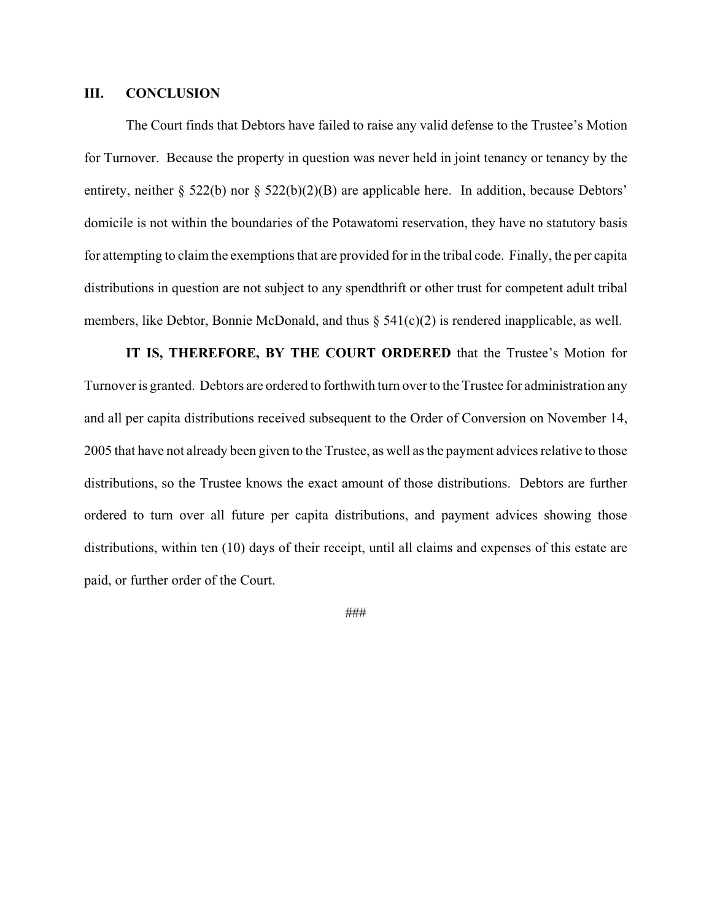## III. CONCLUSION

The Court finds that Debtors have failed to raise any valid defense to the Trustee's Motion for Turnover. Because the property in question was never held in joint tenancy or tenancy by the entirety, neither § 522(b) nor § 522(b)(2)(B) are applicable here. In addition, because Debtors' domicile is not within the boundaries of the Potawatomi reservation, they have no statutory basis for attempting to claim the exemptions that are provided for in the tribal code. Finally, the per capita distributions in question are not subject to any spendthrift or other trust for competent adult tribal members, like Debtor, Bonnie McDonald, and thus § 541(c)(2) is rendered inapplicable, as well.

**IT IS, THEREFORE, BY THE COURT ORDERED** that the Trustee's Motion for Turnover is granted. Debtors are ordered to forthwith turn over to the Trustee for administration any and all per capita distributions received subsequent to the Order of Conversion on November 14, 2005 that have not already been given to the Trustee, as well as the payment advices relative to those distributions, so the Trustee knows the exact amount of those distributions. Debtors are further ordered to turn over all future per capita distributions, and payment advices showing those distributions, within ten (10) days of their receipt, until all claims and expenses of this estate are paid, or further order of the Court.

###